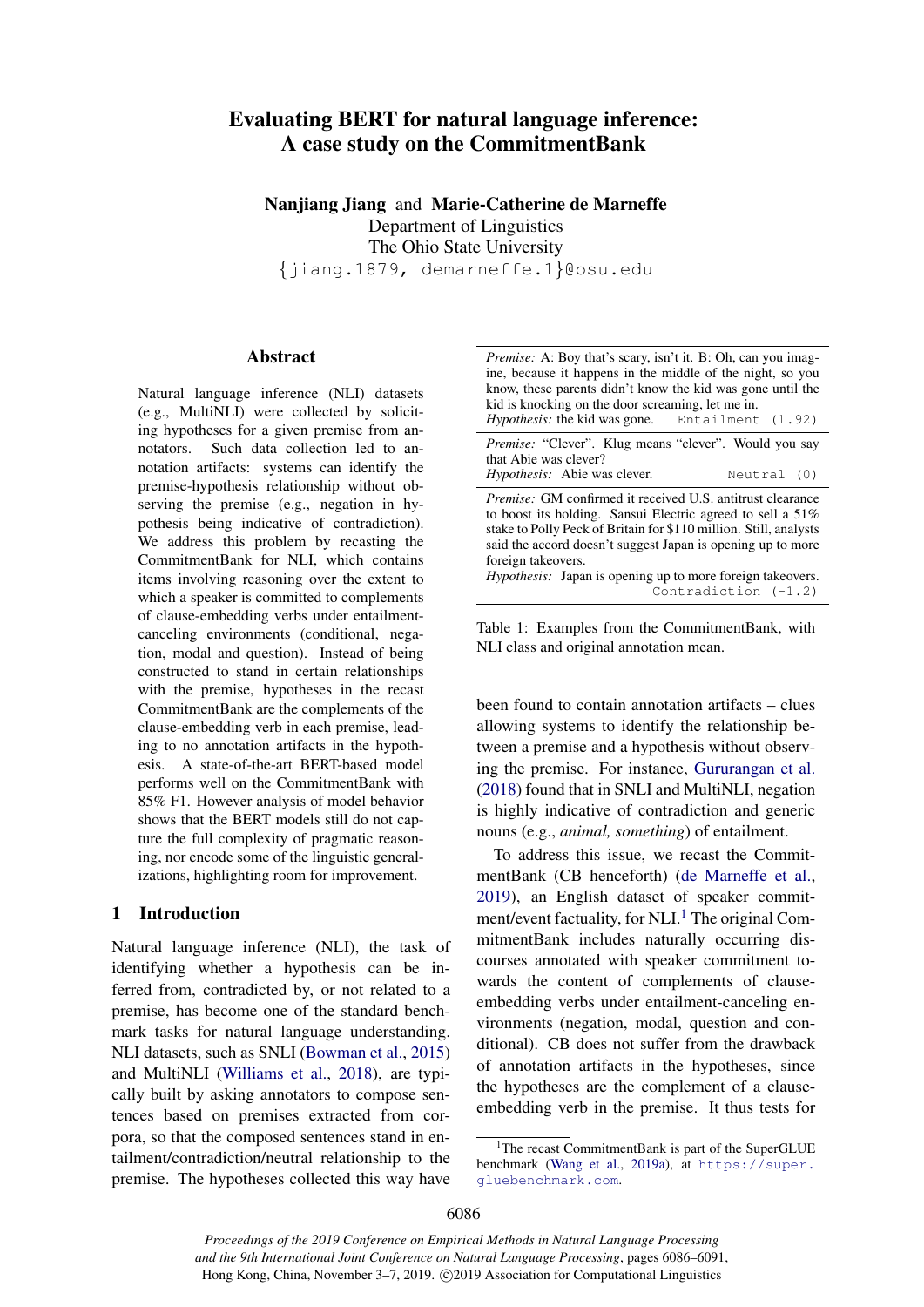# Evaluating BERT for natural language inference: A case study on the CommitmentBank

**Nanjiang Jiang** and **Marie-Catherine de Marneffe**
Department of Linguistics
The Ohio State University
{jiang.1879, demarneffe.1}@osu.edu

## Abstract

Natural language inference (NLI) datasets (e.g., MultiNLI) were collected by soliciting hypotheses for a given premise from annotators. Such data collection led to annotation artifacts: systems can identify the premise-hypothesis relationship without observing the premise (e.g., negation in hypothesis being indicative of contradiction). We address this problem by recasting the CommitmentBank for NLI, which contains items involving reasoning over the extent to which a speaker is committed to complements of clause-embedding verbs under entailment-canceling environments (conditional, negation, modal and question). Instead of being constructed to stand in certain relationships with the premise, hypotheses in the recast CommitmentBank are the complements of the clause-embedding verb in each premise, leading to no annotation artifacts in the hypothesis. A state-of-the-art BERT-based model performs well on the CommitmentBank with 85% F1. However analysis of model behavior shows that the BERT models still do not capture the full complexity of pragmatic reasoning, nor encode some of the linguistic generalizations, highlighting room for improvement.

| |
|---|
| *Premise:* A: Boy that's scary, isn't it. B: Oh, can you imagine, because it happens in the middle of the night, so you know, these parents didn't know the kid was gone until the kid is knocking on the door screaming, let me in.<br>*Hypothesis:* the kid was gone. `Entailment (1.92)` |
| *Premise:* "Clever". Klug means "clever". Would you say that Abie was clever?<br>*Hypothesis:* Abie was clever. `Neutral (0)` |
| *Premise:* GM confirmed it received U.S. antitrust clearance to boost its holding. Sansui Electric agreed to sell a 51% stake to Polly Peck of Britain for $110 million. Still, analysts said the accord doesn't suggest Japan is opening up to more foreign takeovers.<br>*Hypothesis:* Japan is opening up to more foreign takeovers. `Contradiction (-1.2)` |

Table 1: Examples from the CommitmentBank, with NLI class and original annotation mean.

## 1 Introduction

Natural language inference (NLI), the task of identifying whether a hypothesis can be inferred from, contradicted by, or not related to a premise, has become one of the standard benchmark tasks for natural language understanding. NLI datasets, such as SNLI (Bowman et al., 2015) and MultiNLI (Williams et al., 2018), are typically built by asking annotators to compose sentences based on premises extracted from corpora, so that the composed sentences stand in entailment/contradiction/neutral relationship to the premise. The hypotheses collected this way have been found to contain annotation artifacts – clues allowing systems to identify the relationship between a premise and a hypothesis without observing the premise. For instance, Gururangan et al. (2018) found that in SNLI and MultiNLI, negation is highly indicative of contradiction and generic nouns (e.g., *animal, something*) of entailment.

To address this issue, we recast the CommitmentBank (CB henceforth) (de Marneffe et al., 2019), an English dataset of speaker commitment/event factuality, for NLI.[1] The original CommitmentBank includes naturally occurring discourses annotated with speaker commitment towards the content of complements of clause-embedding verbs under entailment-canceling environments (negation, modal, question and conditional). CB does not suffer from the drawback of annotation artifacts in the hypotheses, since the hypotheses are the complement of a clause-embedding verb in the premise. It thus tests for

[1] The recast CommitmentBank is part of the SuperGLUE benchmark (Wang et al., 2019a), at https://super.gluebenchmark.com.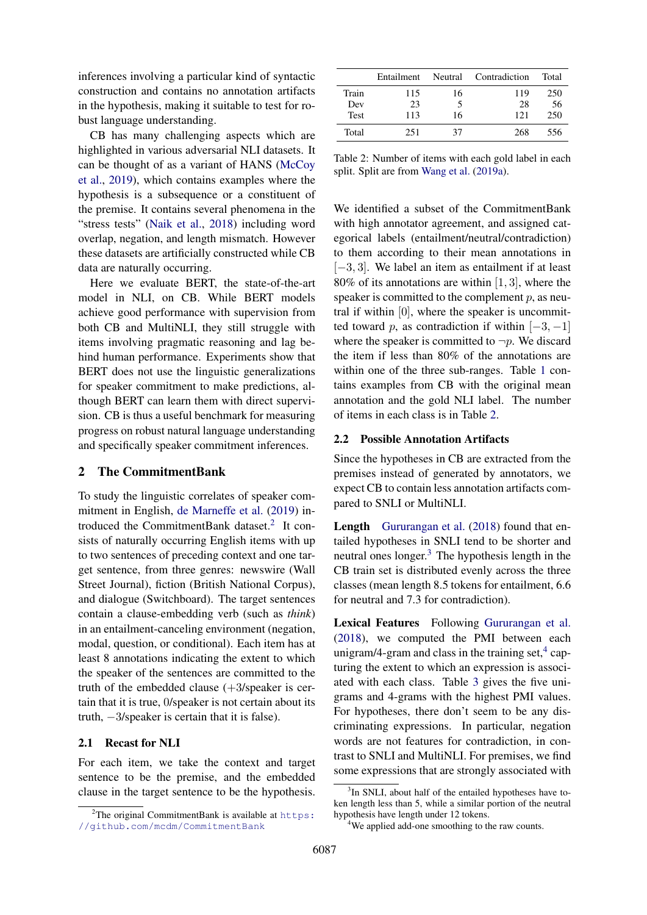inferences involving a particular kind of syntactic construction and contains no annotation artifacts in the hypothesis, making it suitable to test for robust language understanding.

CB has many challenging aspects which are highlighted in various adversarial NLI datasets. It can be thought of as a variant of HANS (McCoy et al., 2019), which contains examples where the hypothesis is a subsequence or a constituent of the premise. It contains several phenomena in the "stress tests" (Naik et al., 2018) including word overlap, negation, and length mismatch. However these datasets are artificially constructed while CB data are naturally occurring.

Here we evaluate BERT, the state-of-the-art model in NLI, on CB. While BERT models achieve good performance with supervision from both CB and MultiNLI, they still struggle with items involving pragmatic reasoning and lag behind human performance. Experiments show that BERT does not use the linguistic generalizations for speaker commitment to make predictions, although BERT can learn them with direct supervision. CB is thus a useful benchmark for measuring progress on robust natural language understanding and specifically speaker commitment inferences.

## 2 The CommitmentBank

To study the linguistic correlates of speaker commitment in English, de Marneffe et al. (2019) introduced the CommitmentBank dataset.[2] It consists of naturally occurring English items with up to two sentences of preceding context and one target sentence, from three genres: newswire (Wall Street Journal), fiction (British National Corpus), and dialogue (Switchboard). The target sentences contain a clause-embedding verb (such as *think*) in an entailment-canceling environment (negation, modal, question, or conditional). Each item has at least 8 annotations indicating the extent to which the speaker of the sentences are committed to the truth of the embedded clause (+3/speaker is certain that it is true, 0/speaker is not certain about its truth, −3/speaker is certain that it is false).

### 2.1 Recast for NLI

For each item, we take the context and target sentence to be the premise, and the embedded clause in the target sentence to be the hypothesis.

| | Entailment | Neutral | Contradiction | Total |
|---|---|---|---|---|
| Train | 115 | 16 | 119 | 250 |
| Dev | 23 | 5 | 28 | 56 |
| Test | 113 | 16 | 121 | 250 |
| Total | 251 | 37 | 268 | 556 |

Table 2: Number of items with each gold label in each split. Split are from Wang et al. (2019a).

We identified a subset of the CommitmentBank with high annotator agreement, and assigned categorical labels (entailment/neutral/contradiction) to them according to their mean annotations in $[-3, 3]$. We label an item as entailment if at least 80% of its annotations are within $[1, 3]$, where the speaker is committed to the complement $p$, as neutral if within $[0]$, where the speaker is uncommitted toward $p$, as contradiction if within $[-3, -1]$ where the speaker is committed to $\neg p$. We discard the item if less than 80% of the annotations are within one of the three sub-ranges. Table 1 contains examples from CB with the original mean annotation and the gold NLI label. The number of items in each class is in Table 2.

### 2.2 Possible Annotation Artifacts

Since the hypotheses in CB are extracted from the premises instead of generated by annotators, we expect CB to contain less annotation artifacts compared to SNLI or MultiNLI.

**Length** Gururangan et al. (2018) found that entailed hypotheses in SNLI tend to be shorter and neutral ones longer.[3] The hypothesis length in the CB train set is distributed evenly across the three classes (mean length 8.5 tokens for entailment, 6.6 for neutral and 7.3 for contradiction).

**Lexical Features** Following Gururangan et al. (2018), we computed the PMI between each unigram/4-gram and class in the training set,[4] capturing the extent to which an expression is associated with each class. Table 3 gives the five unigrams and 4-grams with the highest PMI values. For hypotheses, there don't seem to be any discriminating expressions. In particular, negation words are not features for contradiction, in contrast to SNLI and MultiNLI. For premises, we find some expressions that are strongly associated with

[2] The original CommitmentBank is available at https://github.com/mcdm/CommitmentBank

[3] In SNLI, about half of the entailed hypotheses have token length less than 5, while a similar portion of the neutral hypothesis have length under 12 tokens.

[4] We applied add-one smoothing to the raw counts.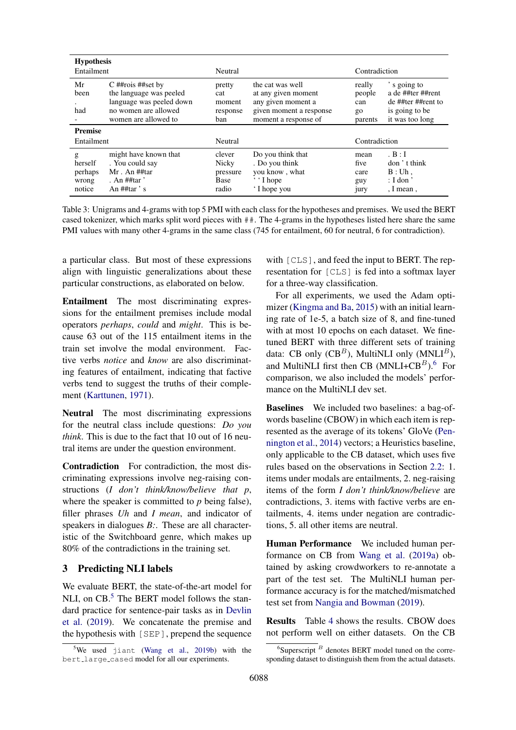| **Hypothesis** | | | | | |
|---|---|---|---|---|---|
| Entailment | | Neutral | | Contradiction | |
| Mr | C ##rois ##set by | pretty | the cat was well | really | ' s going to |
| been | the language was peeled | cat | at any given moment | people | a de ##ter ##rent |
| . | language was peeled down | moment | any given moment a | can | de ##ter ##rent to |
| had | no women are allowed | response | given moment a response | go | is going to be |
| - | women are allowed to | ban | moment a response of | parents | it was too long |
| **Premise** | | | | | |
| Entailment | | Neutral | | Contradiction | |
| g | might have known that | clever | Do you think that | mean | . B : I |
| herself | . You could say | Nicky | . Do you think | five | don ' t think |
| perhaps | Mr . An ##tar | pressure | you know , what | care | B : Uh , |
| wrong | . An ##tar ' | Base | ' ' I hope | guy | : I don ' |
| notice | An ##tar ' s | radio | ' I hope you | jury | , I mean , |

Table 3: Unigrams and 4-grams with top 5 PMI with each class for the hypotheses and premises. We used the BERT cased tokenizer, which marks split word pieces with ##. The 4-grams in the hypotheses listed here share the same PMI values with many other 4-grams in the same class (745 for entailment, 60 for neutral, 6 for contradiction).

a particular class. But most of these expressions align with linguistic generalizations about these particular constructions, as elaborated on below.

**Entailment** The most discriminating expressions for the entailment premises include modal operators *perhaps*, *could* and *might*. This is because 63 out of the 115 entailment items in the train set involve the modal environment. Factive verbs *notice* and *know* are also discriminating features of entailment, indicating that factive verbs tend to suggest the truths of their complement (Karttunen, 1971).

**Neutral** The most discriminating expressions for the neutral class include questions: *Do you think*. This is due to the fact that 10 out of 16 neutral items are under the question environment.

**Contradiction** For contradiction, the most discriminating expressions involve neg-raising constructions (*I don't think/know/believe that p*, where the speaker is committed to *p* being false), filler phrases *Uh* and *I mean*, and indicator of speakers in dialogues *B:*. These are all characteristic of the Switchboard genre, which makes up 80% of the contradictions in the training set.

## 3 Predicting NLI labels

We evaluate BERT, the state-of-the-art model for NLI, on CB.[5] The BERT model follows the standard practice for sentence-pair tasks as in Devlin et al. (2019). We concatenate the premise and the hypothesis with [SEP], prepend the sequence with [CLS], and feed the input to BERT. The representation for [CLS] is fed into a softmax layer for a three-way classification.

For all experiments, we used the Adam optimizer (Kingma and Ba, 2015) with an initial learning rate of 1e-5, a batch size of 8, and fine-tuned with at most 10 epochs on each dataset. We fine-tuned BERT with three different sets of training data: CB only (CB$^B$), MultiNLI only (MNLI$^B$), and MultiNLI first then CB (MNLI+CB$^B$).[6] For comparison, we also included the models' performance on the MultiNLI dev set.

**Baselines** We included two baselines: a bag-of-words baseline (CBOW) in which each item is represented as the average of its tokens' GloVe (Pennington et al., 2014) vectors; a Heuristics baseline, only applicable to the CB dataset, which uses five rules based on the observations in Section 2.2: 1. items under modals are entailments, 2. neg-raising items of the form *I don't think/know/believe* are contradictions, 3. items with factive verbs are entailments, 4. items under negation are contradictions, 5. all other items are neutral.

**Human Performance** We included human performance on CB from Wang et al. (2019a) obtained by asking crowdworkers to re-annotate a part of the test set. The MultiNLI human performance accuracy is for the matched/mismatched test set from Nangia and Bowman (2019).

**Results** Table 4 shows the results. CBOW does not perform well on either datasets. On the CB

[5] We used jiant (Wang et al., 2019b) with the bert_large_cased model for all our experiments.

[6] Superscript $^B$ denotes BERT model tuned on the corresponding dataset to distinguish them from the actual datasets.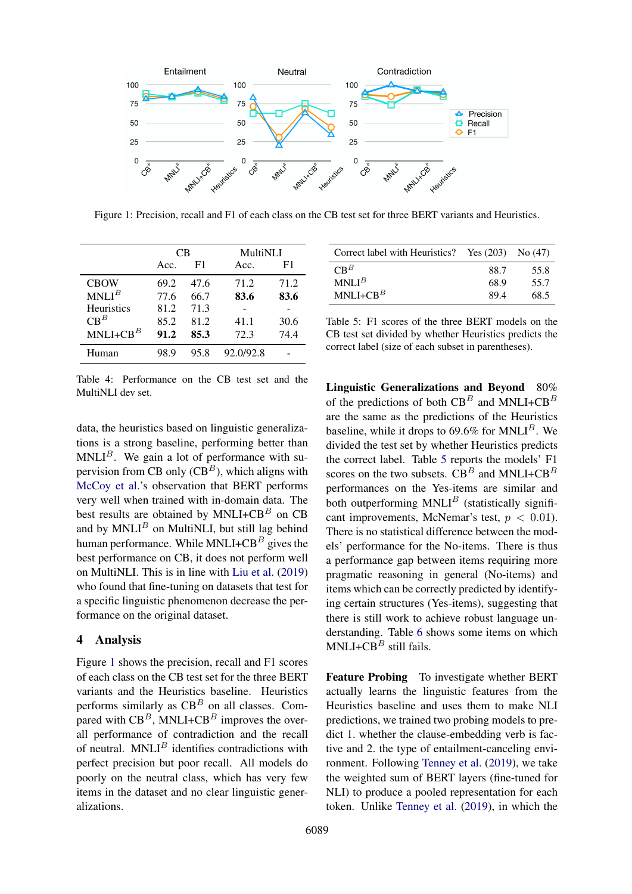Figure 1: Precision, recall and F1 of each class on the CB test set for three BERT variants and Heuristics.

| | CB | | MultiNLI | |
|---|---|---|---|---|
| | Acc. | F1 | Acc. | F1 |
| CBOW | 69.2 | 47.6 | 71.2 | 71.2 |
| MNLI$^B$ | 77.6 | 66.7 | **83.6** | **83.6** |
| Heuristics | 81.2 | 71.3 | - | - |
| CB$^B$ | 85.2 | 81.2 | 41.1 | 30.6 |
| MNLI+CB$^B$ | **91.2** | **85.3** | 72.3 | 74.4 |
| Human | 98.9 | 95.8 | 92.0/92.8 | - |

Table 4: Performance on the CB test set and the MultiNLI dev set.

| Correct label with Heuristics? | Yes (203) | No (47) |
|---|---|---|
| CB$^B$ | 88.7 | 55.8 |
| MNLI$^B$ | 68.9 | 55.7 |
| MNLI+CB$^B$ | 89.4 | 68.5 |

Table 5: F1 scores of the three BERT models on the CB test set divided by whether Heuristics predicts the correct label (size of each subset in parentheses).

data, the heuristics based on linguistic generalizations is a strong baseline, performing better than MNLI$^B$. We gain a lot of performance with supervision from CB only (CB$^B$), which aligns with McCoy et al.'s observation that BERT performs very well when trained with in-domain data. The best results are obtained by MNLI+CB$^B$ on CB and by MNLI$^B$ on MultiNLI, but still lag behind human performance. While MNLI+CB$^B$ gives the best performance on CB, it does not perform well on MultiNLI. This is in line with Liu et al. (2019) who found that fine-tuning on datasets that test for a specific linguistic phenomenon decrease the performance on the original dataset.

## 4 Analysis

Figure 1 shows the precision, recall and F1 scores of each class on the CB test set for the three BERT variants and the Heuristics baseline. Heuristics performs similarly as CB$^B$ on all classes. Compared with CB$^B$, MNLI+CB$^B$ improves the overall performance of contradiction and the recall of neutral. MNLI$^B$ identifies contradictions with perfect precision but poor recall. All models do poorly on the neutral class, which has very few items in the dataset and no clear linguistic generalizations.

**Linguistic Generalizations and Beyond** 80% of the predictions of both CB$^B$ and MNLI+CB$^B$ are the same as the predictions of the Heuristics baseline, while it drops to 69.6% for MNLI$^B$. We divided the test set by whether Heuristics predicts the correct label. Table 5 reports the models' F1 scores on the two subsets. CB$^B$ and MNLI+CB$^B$ performances on the Yes-items are similar and both outperforming MNLI$^B$ (statistically significant improvements, McNemar's test, $p < 0.01$). There is no statistical difference between the models' performance for the No-items. There is thus a performance gap between items requiring more pragmatic reasoning in general (No-items) and items which can be correctly predicted by identifying certain structures (Yes-items), suggesting that there is still work to achieve robust language understanding. Table 6 shows some items on which MNLI+CB$^B$ still fails.

**Feature Probing** To investigate whether BERT actually learns the linguistic features from the Heuristics baseline and uses them to make NLI predictions, we trained two probing models to predict 1. whether the clause-embedding verb is factive and 2. the type of entailment-canceling environment. Following Tenney et al. (2019), we take the weighted sum of BERT layers (fine-tuned for NLI) to produce a pooled representation for each token. Unlike Tenney et al. (2019), in which the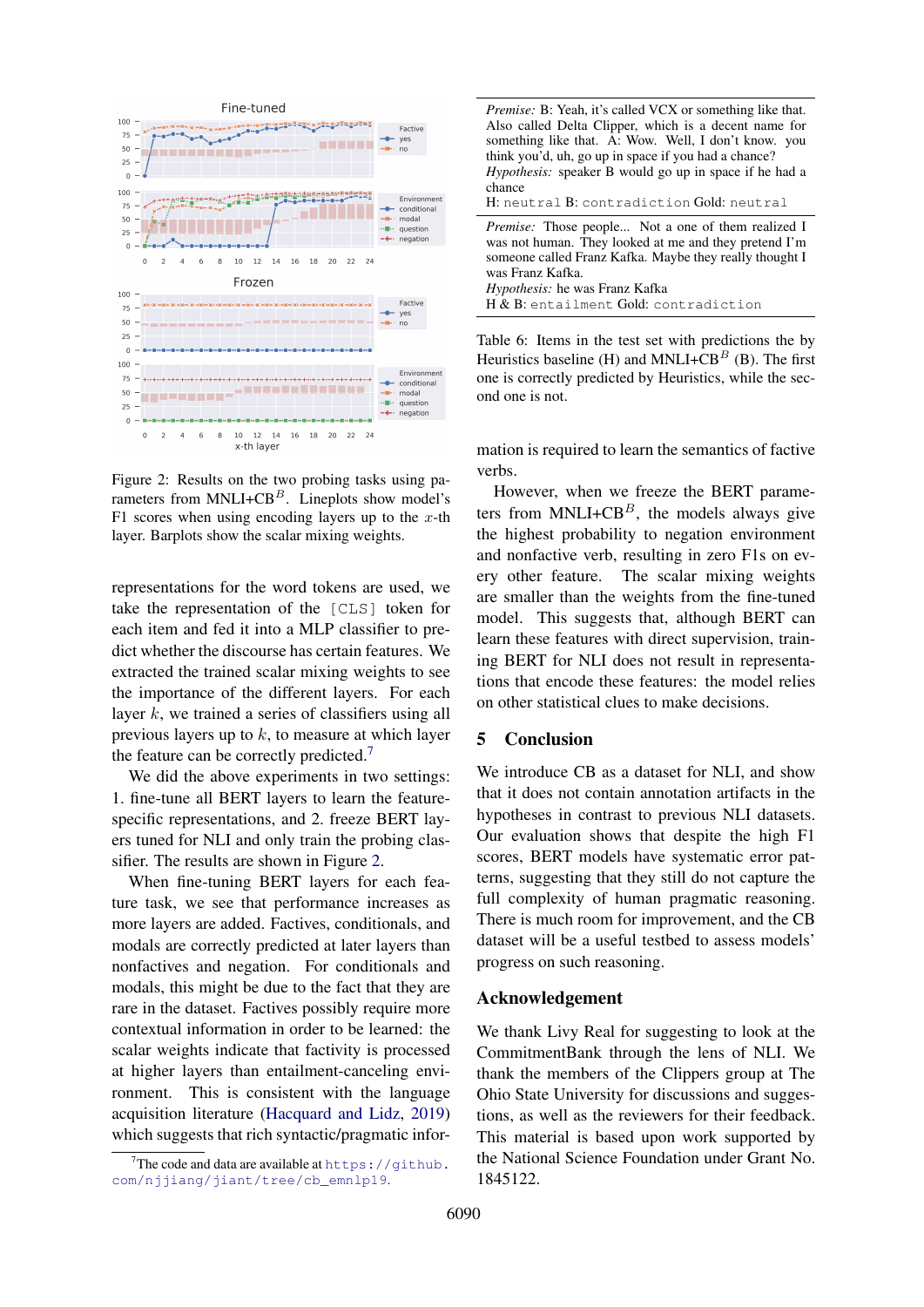Figure 2: Results on the two probing tasks using parameters from MNLI+CB$^B$. Lineplots show model's F1 scores when using encoding layers up to the $x$-th layer. Barplots show the scalar mixing weights.

representations for the word tokens are used, we take the representation of the `[CLS]` token for each item and fed it into a MLP classifier to predict whether the discourse has certain features. We extracted the trained scalar mixing weights to see the importance of the different layers. For each layer $k$, we trained a series of classifiers using all previous layers up to $k$, to measure at which layer the feature can be correctly predicted.[7]

We did the above experiments in two settings: 1. fine-tune all BERT layers to learn the feature-specific representations, and 2. freeze BERT layers tuned for NLI and only train the probing classifier. The results are shown in Figure 2.

When fine-tuning BERT layers for each feature task, we see that performance increases as more layers are added. Factives, conditionals, and modals are correctly predicted at later layers than nonfactives and negation. For conditionals and modals, this might be due to the fact that they are rare in the dataset. Factives possibly require more contextual information in order to be learned: the scalar weights indicate that factivity is processed at higher layers than entailment-canceling environment. This is consistent with the language acquisition literature (Hacquard and Lidz, 2019) which suggests that rich syntactic/pragmatic information is required to learn the semantics of factive verbs.

[7]The code and data are available at `https://github.com/njjiang/jiant/tree/cb_emnlp19`.

*Premise:* B: Yeah, it's called VCX or something like that. Also called Delta Clipper, which is a decent name for something like that. A: Wow. Well, I don't know. you think you'd, uh, go up in space if you had a chance?
*Hypothesis:* speaker B would go up in space if he had a chance
H: `neutral` B: `contradiction` Gold: `neutral`

*Premise:* Those people... Not a one of them realized I was not human. They looked at me and they pretend I'm someone called Franz Kafka. Maybe they really thought I was Franz Kafka.
*Hypothesis:* he was Franz Kafka
H & B: `entailment` Gold: `contradiction`

Table 6: Items in the test set with predictions the by Heuristics baseline (H) and MNLI+CB$^B$ (B). The first one is correctly predicted by Heuristics, while the second one is not.

However, when we freeze the BERT parameters from MNLI+CB$^B$, the models always give the highest probability to negation environment and nonfactive verb, resulting in zero F1s on every other feature. The scalar mixing weights are smaller than the weights from the fine-tuned model. This suggests that, although BERT can learn these features with direct supervision, training BERT for NLI does not result in representations that encode these features: the model relies on other statistical clues to make decisions.

## 5 Conclusion

We introduce CB as a dataset for NLI, and show that it does not contain annotation artifacts in the hypotheses in contrast to previous NLI datasets. Our evaluation shows that despite the high F1 scores, BERT models have systematic error patterns, suggesting that they still do not capture the full complexity of human pragmatic reasoning. There is much room for improvement, and the CB dataset will be a useful testbed to assess models' progress on such reasoning.

## Acknowledgement

We thank Livy Real for suggesting to look at the CommitmentBank through the lens of NLI. We thank the members of the Clippers group at The Ohio State University for discussions and suggestions, as well as the reviewers for their feedback. This material is based upon work supported by the National Science Foundation under Grant No. 1845122.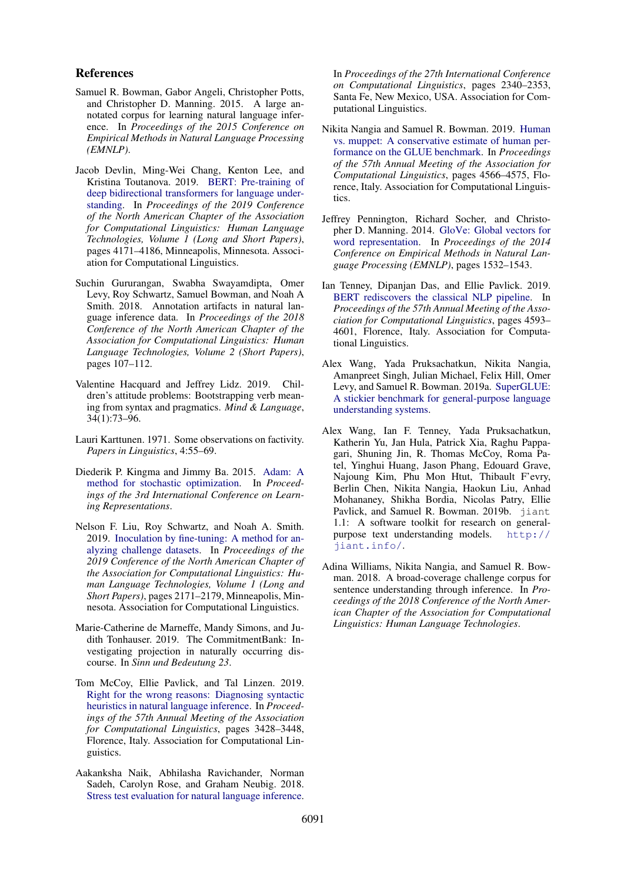## References

Samuel R. Bowman, Gabor Angeli, Christopher Potts, and Christopher D. Manning. 2015. A large annotated corpus for learning natural language inference. In *Proceedings of the 2015 Conference on Empirical Methods in Natural Language Processing (EMNLP)*.

Jacob Devlin, Ming-Wei Chang, Kenton Lee, and Kristina Toutanova. 2019. BERT: Pre-training of deep bidirectional transformers for language understanding. In *Proceedings of the 2019 Conference of the North American Chapter of the Association for Computational Linguistics: Human Language Technologies, Volume 1 (Long and Short Papers)*, pages 4171–4186, Minneapolis, Minnesota. Association for Computational Linguistics.

Suchin Gururangan, Swabha Swayamdipta, Omer Levy, Roy Schwartz, Samuel Bowman, and Noah A Smith. 2018. Annotation artifacts in natural language inference data. In *Proceedings of the 2018 Conference of the North American Chapter of the Association for Computational Linguistics: Human Language Technologies, Volume 2 (Short Papers)*, pages 107–112.

Valentine Hacquard and Jeffrey Lidz. 2019. Children's attitude problems: Bootstrapping verb meaning from syntax and pragmatics. *Mind & Language*, 34(1):73–96.

Lauri Karttunen. 1971. Some observations on factivity. *Papers in Linguistics*, 4:55–69.

Diederik P. Kingma and Jimmy Ba. 2015. Adam: A method for stochastic optimization. In *Proceedings of the 3rd International Conference on Learning Representations*.

Nelson F. Liu, Roy Schwartz, and Noah A. Smith. 2019. Inoculation by fine-tuning: A method for analyzing challenge datasets. In *Proceedings of the 2019 Conference of the North American Chapter of the Association for Computational Linguistics: Human Language Technologies, Volume 1 (Long and Short Papers)*, pages 2171–2179, Minneapolis, Minnesota. Association for Computational Linguistics.

Marie-Catherine de Marneffe, Mandy Simons, and Judith Tonhauser. 2019. The CommitmentBank: Investigating projection in naturally occurring discourse. In *Sinn und Bedeutung 23*.

Tom McCoy, Ellie Pavlick, and Tal Linzen. 2019. Right for the wrong reasons: Diagnosing syntactic heuristics in natural language inference. In *Proceedings of the 57th Annual Meeting of the Association for Computational Linguistics*, pages 3428–3448, Florence, Italy. Association for Computational Linguistics.

Aakanksha Naik, Abhilasha Ravichander, Norman Sadeh, Carolyn Rose, and Graham Neubig. 2018. Stress test evaluation for natural language inference. In *Proceedings of the 27th International Conference on Computational Linguistics*, pages 2340–2353, Santa Fe, New Mexico, USA. Association for Computational Linguistics.

Nikita Nangia and Samuel R. Bowman. 2019. Human vs. muppet: A conservative estimate of human performance on the GLUE benchmark. In *Proceedings of the 57th Annual Meeting of the Association for Computational Linguistics*, pages 4566–4575, Florence, Italy. Association for Computational Linguistics.

Jeffrey Pennington, Richard Socher, and Christopher D. Manning. 2014. GloVe: Global vectors for word representation. In *Proceedings of the 2014 Conference on Empirical Methods in Natural Language Processing (EMNLP)*, pages 1532–1543.

Ian Tenney, Dipanjan Das, and Ellie Pavlick. 2019. BERT rediscovers the classical NLP pipeline. In *Proceedings of the 57th Annual Meeting of the Association for Computational Linguistics*, pages 4593–4601, Florence, Italy. Association for Computational Linguistics.

Alex Wang, Yada Pruksachatkun, Nikita Nangia, Amanpreet Singh, Julian Michael, Felix Hill, Omer Levy, and Samuel R. Bowman. 2019a. SuperGLUE: A stickier benchmark for general-purpose language understanding systems.

Alex Wang, Ian F. Tenney, Yada Pruksachatkun, Katherin Yu, Jan Hula, Patrick Xia, Raghu Pappagari, Shuning Jin, R. Thomas McCoy, Roma Patel, Yinghui Huang, Jason Phang, Edouard Grave, Najoung Kim, Phu Mon Htut, Thibault F'evry, Berlin Chen, Nikita Nangia, Haokun Liu, Anhad Mohananey, Shikha Bordia, Nicolas Patry, Ellie Pavlick, and Samuel R. Bowman. 2019b. `jiant` 1.1: A software toolkit for research on general-purpose text understanding models. `http://jiant.info/`.

Adina Williams, Nikita Nangia, and Samuel R. Bowman. 2018. A broad-coverage challenge corpus for sentence understanding through inference. In *Proceedings of the 2018 Conference of the North American Chapter of the Association for Computational Linguistics: Human Language Technologies*.